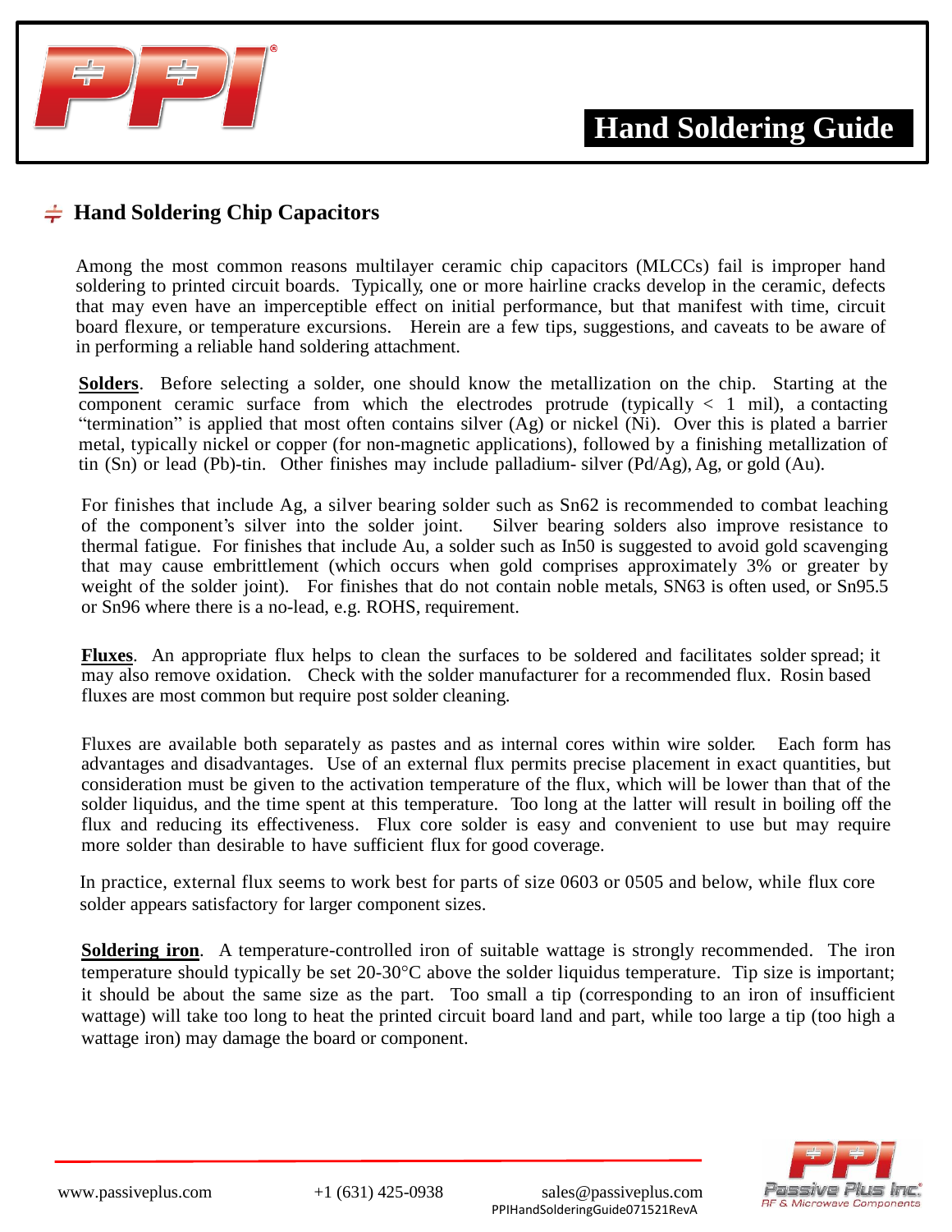# Hand Soldering Guide

## Hand Soldering Chip Capacitors

Among the most common reasons multilayer ceramic chip capacitors (MLCCs) fail is improper hand soldering to printed circuit boards. Typically, one or more hairline cracks develop in the ceramic, defects that may even have an imperceptible effect on initial performance, but that manifest with time, circuit board flexure, or temperature excursions. Herein are a few tips, suggestions, and caveats to be aware of in performing a reliable hand soldering attachment.

**Solders**. Before selecting a solder, one should know the metallization on the chip. Starting at the component ceramic surface from which the electrodes protrude (typically < 1 mil), a contacting "termination" is applied that most often contains silver (Ag) or nickel (Ni). Over this is plated a barrier metal, typically nickel or copper (for non-magnetic applications), followed by a finishing metallization of tin (Sn) or lead (Pb)-tin. Other finishes may include palladium- silver (Pd/Ag), Ag, or gold (Au).

For finishes that include Ag, a silver bearing solder such as Sn62 is recommended to combat leaching of the component's silver into the solder joint. Silver bearing solders also improve resistance to thermal fatigue. For finishes that include Au, a solder such as In50 is suggested to avoid gold scavenging that may cause embrittlement (which occurs when gold comprises approximately 3% or greater by weight of the solder joint). For finishes that do not contain noble metals, SN63 is often used, or Sn95.5 or Sn96 where there is a no-lead, e.g. ROHS, requirement.

**Fluxes**. An appropriate flux helps to clean the surfaces to be soldered and facilitates solder spread; it may also remove oxidation. Check with the solder manufacturer for a recommended flux. Rosin based fluxes are most common but require post solder cleaning.

Fluxes are available both separately as pastes and as internal cores within wire solder. Each form has advantages and disadvantages. Use of an external flux permits precise placement in exact quantities, but consideration must be given to the activation temperature of the flux, which will be lower than that of the solder liquidus, and the time spent at this temperature. Too long at the latter will result in boiling off the flux and reducing its effectiveness. Flux core solder is easy and convenient to use but may require more solder than desirable to have sufficient flux for good coverage.

In practice, external flux seems to work best for parts of size 0603 or 0505 and below, while flux core solder appears satisfactory for larger component sizes.

**Soldering iron**. A temperature-controlled iron of suitable wattage is strongly recommended. The iron temperature should typically be set 20-30°C above the solder liquidus temperature. Tip size is important; it should be about the same size as the part. Too small a tip (corresponding to an iron of insufficient wattage) will take too long to heat the printed circuit board land and part, while too large a tip (too high a wattage iron) may damage the board or component.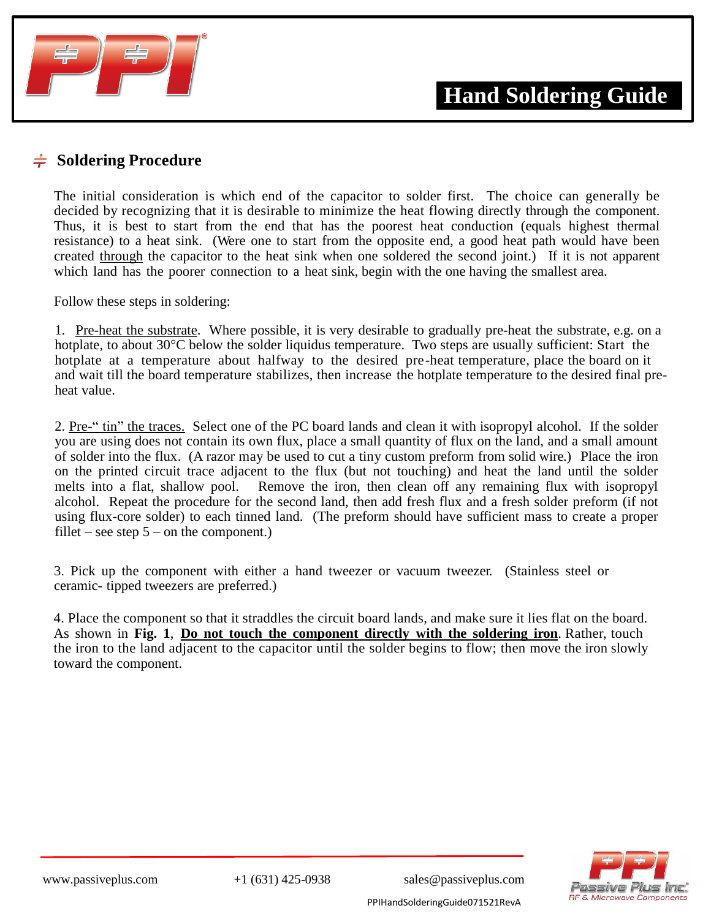# Hand Soldering Guide

## Soldering Procedure

The initial consideration is which end of the capacitor to solder first. The choice can generally be decided by recognizing that it is desirable to minimize the heat flowing directly through the component. Thus, it is best to start from the end that has the poorest heat conduction (equals highest thermal resistance) to a heat sink. (Were one to start from the opposite end, a good heat path would have been created through the capacitor to the heat sink when one soldered the second joint.) If it is not apparent which land has the poorer connection to a heat sink, begin with the one having the smallest area.

Follow these steps in soldering:

1. Pre-heat the substrate. Where possible, it is very desirable to gradually pre-heat the substrate, e.g. on a hotplate, to about 30°C below the solder liquidus temperature. Two steps are usually sufficient: Start the hotplate at a temperature about halfway to the desired pre-heat temperature, place the board on it and wait till the board temperature stabilizes, then increase the hotplate temperature to the desired final pre-heat value.

2. Pre-" tin" the traces. Select one of the PC board lands and clean it with isopropyl alcohol. If the solder you are using does not contain its own flux, place a small quantity of flux on the land, and a small amount of solder into the flux. (A razor may be used to cut a tiny custom preform from solid wire.) Place the iron on the printed circuit trace adjacent to the flux (but not touching) and heat the land until the solder melts into a flat, shallow pool. Remove the iron, then clean off any remaining flux with isopropyl alcohol. Repeat the procedure for the second land, then add fresh flux and a fresh solder preform (if not using flux-core solder) to each tinned land. (The preform should have sufficient mass to create a proper fillet – see step 5 – on the component.)

3. Pick up the component with either a hand tweezer or vacuum tweezer. (Stainless steel or ceramic- tipped tweezers are preferred.)

4. Place the component so that it straddles the circuit board lands, and make sure it lies flat on the board. As shown in **Fig. 1**, **Do not touch the component directly with the soldering iron**. Rather, touch the iron to the land adjacent to the capacitor until the solder begins to flow; then move the iron slowly toward the component.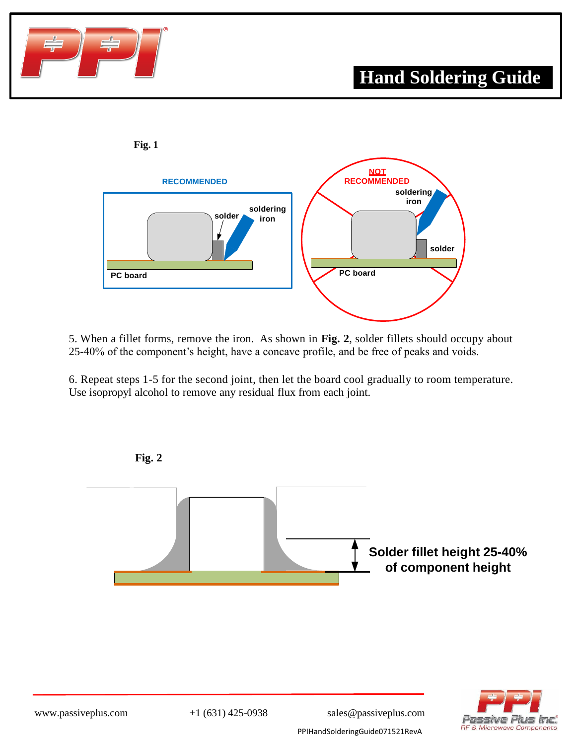**Fig. 1**

RECOMMENDED

NOT RECOMMENDED

5. When a fillet forms, remove the iron. As shown in **Fig. 2**, solder fillets should occupy about 25-40% of the component's height, have a concave profile, and be free of peaks and voids.

6. Repeat steps 1-5 for the second joint, then let the board cool gradually to room temperature. Use isopropyl alcohol to remove any residual flux from each joint.

**Fig. 2**

Solder fillet height 25-40% of component height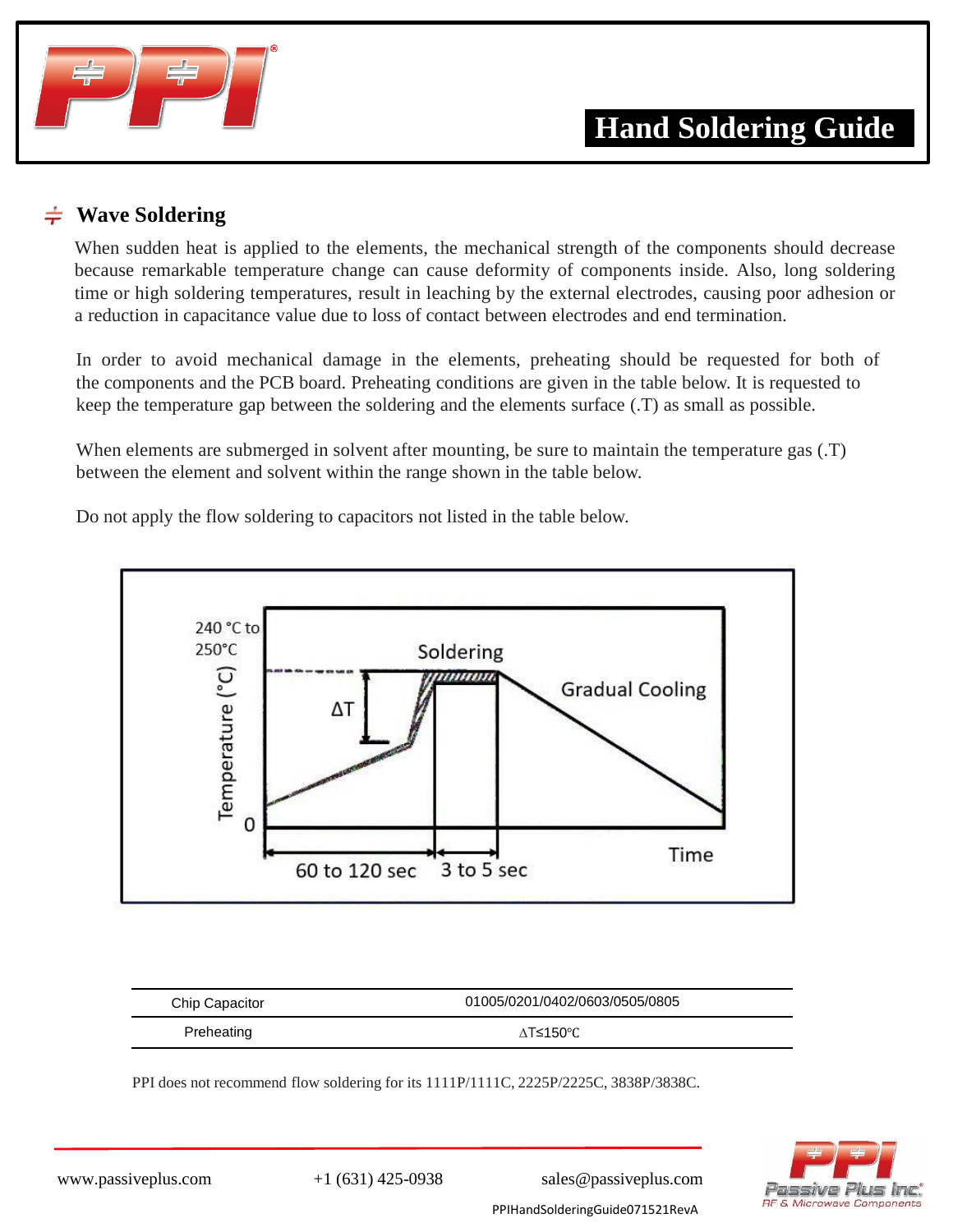## Wave Soldering

When sudden heat is applied to the elements, the mechanical strength of the components should decrease because remarkable temperature change can cause deformity of components inside. Also, long soldering time or high soldering temperatures, result in leaching by the external electrodes, causing poor adhesion or a reduction in capacitance value due to loss of contact between electrodes and end termination.

In order to avoid mechanical damage in the elements, preheating should be requested for both of the components and the PCB board. Preheating conditions are given in the table below. It is requested to keep the temperature gap between the soldering and the elements surface (.T) as small as possible.

When elements are submerged in solvent after mounting, be sure to maintain the temperature gas (.T) between the element and solvent within the range shown in the table below.

Do not apply the flow soldering to capacitors not listed in the table below.

240 °C to 250°C

Temperature (°C)

0

Soldering

ΔT

Gradual Cooling

Time

60 to 120 sec

3 to 5 sec

| Chip Capacitor | 01005/0201/0402/0603/0505/0805 |
|---|---|
| Preheating | ∆T≤150℃ |

PPI does not recommend flow soldering for its 1111P/1111C, 2225P/2225C, 3838P/3838C.

www.passiveplus.com +1 (631) 425-0938 sales@passiveplus.com

PPIHandSolderingGuide071521RevA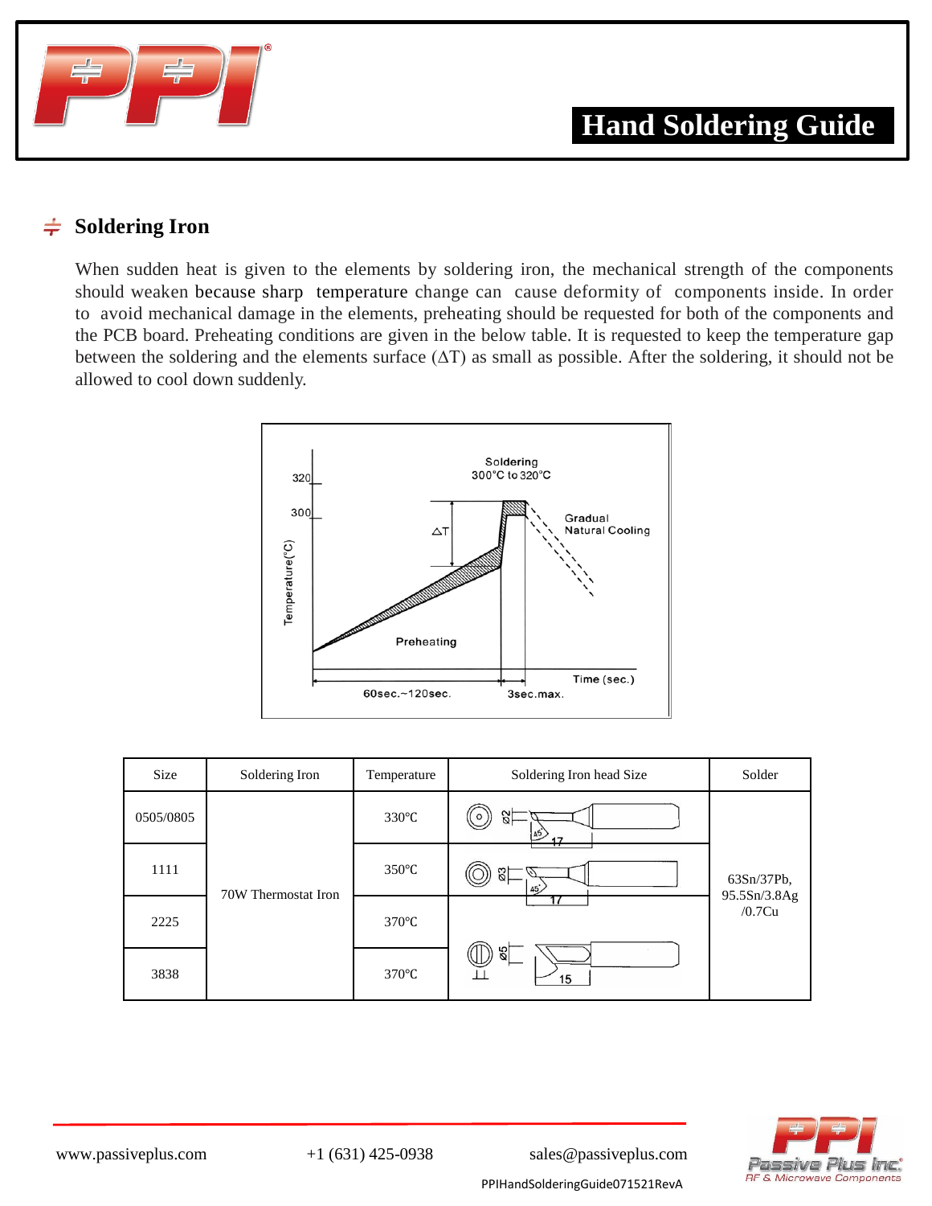# Hand Soldering Guide

## Soldering Iron

When sudden heat is given to the elements by soldering iron, the mechanical strength of the components should weaken because sharp temperature change can cause deformity of components inside. In order to avoid mechanical damage in the elements, preheating should be requested for both of the components and the PCB board. Preheating conditions are given in the below table. It is requested to keep the temperature gap between the soldering and the elements surface (ΔT) as small as possible. After the soldering, it should not be allowed to cool down suddenly.

Soldering
300°C to 320°C
320
300
ΔT
Gradual
Natural Cooling
Temperature(°C)
Preheating
Time (sec.)
60sec.~120sec.
3sec.max.

| Size | Soldering Iron | Temperature | Soldering Iron head Size | Solder |
|---|---|---|---|---|
| 0505/0805 | 70W Thermostat Iron | 330°C | Ø2, 45°, 17 | 63Sn/37Pb, 95.5Sn/3.8Ag /0.7Cu |
| 1111 | | 350°C | Ø3, 45°, 17 | |
| 2225 | | 370°C | Ø5, 15 | |
| 3838 | | 370°C | | |

www.passiveplus.com +1 (631) 425-0938 sales@passiveplus.com

PPIHandSolderingGuide071521RevA